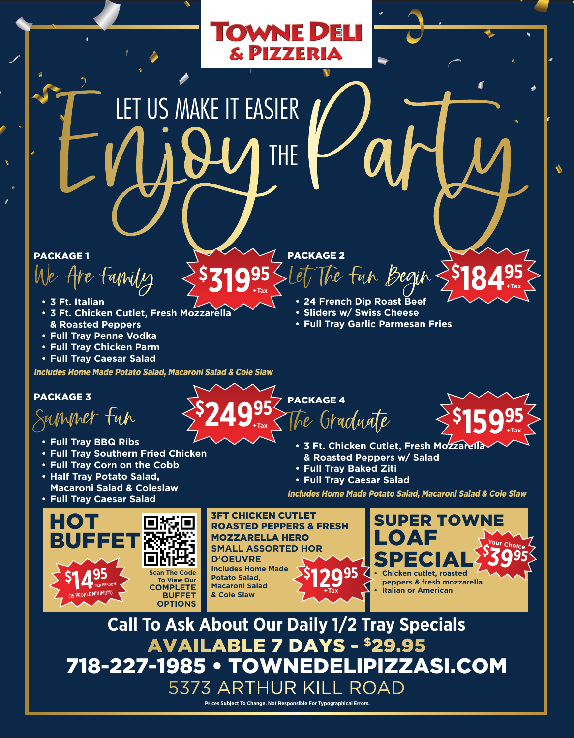# TOWNE DELI & PIZZERIA

## LET US MAKE IT EASIER — Enjoy THE Party

### PACKAGE 1 — We Are Family — $319.95 +Tax

- 3 Ft. Italian
- 3 Ft. Chicken Cutlet, Fresh Mozzarella & Roasted Peppers
- Full Tray Penne Vodka
- Full Tray Chicken Parm
- Full Tray Caesar Salad

*Includes Home Made Potato Salad, Macaroni Salad & Cole Slaw*

### PACKAGE 2 — Let The Fun Begin — $184.95 +Tax

- 24 French Dip Roast Beef
- Sliders w/ Swiss Cheese
- Full Tray Garlic Parmesan Fries

### PACKAGE 3 — Summer Fun — $249.95 +Tax

- Full Tray BBQ Ribs
- Full Tray Southern Fried Chicken
- Full Tray Corn on the Cobb
- Half Tray Potato Salad, Macaroni Salad & Coleslaw
- Full Tray Caesar Salad

### PACKAGE 4 — The Graduate — $159.95 +Tax

- 3 Ft. Chicken Cutlet, Fresh Mozzarella & Roasted Peppers w/ Salad
- Full Tray Baked Ziti
- Full Tray Caesar Salad

*Includes Home Made Potato Salad, Macaroni Salad & Cole Slaw*

### HOT BUFFET — $14.95 PER PERSON (15 PEOPLE MINIMUM)

Scan The Code To View Our COMPLETE BUFFET OPTIONS

### 3FT CHICKEN CUTLET ROASTED PEPPERS & FRESH MOZZARELLA HERO SMALL ASSORTED HOR D'OEUVRE — $129.95 +Tax

Includes Home Made Potato Salad, Macaroni Salad & Cole Slaw

### SUPER TOWNE LOAF SPECIAL — Your Choice $39.95

- Chicken cutlet, roasted peppers & fresh mozzarella
- Italian or American

**Call To Ask About Our Daily 1/2 Tray Specials**

**AVAILABLE 7 DAYS - $29.95**

**718-227-1985 • TOWNEDELIPIZZASI.COM**

5373 ARTHUR KILL ROAD

Prices Subject To Change. Not Responsible For Typographical Errors.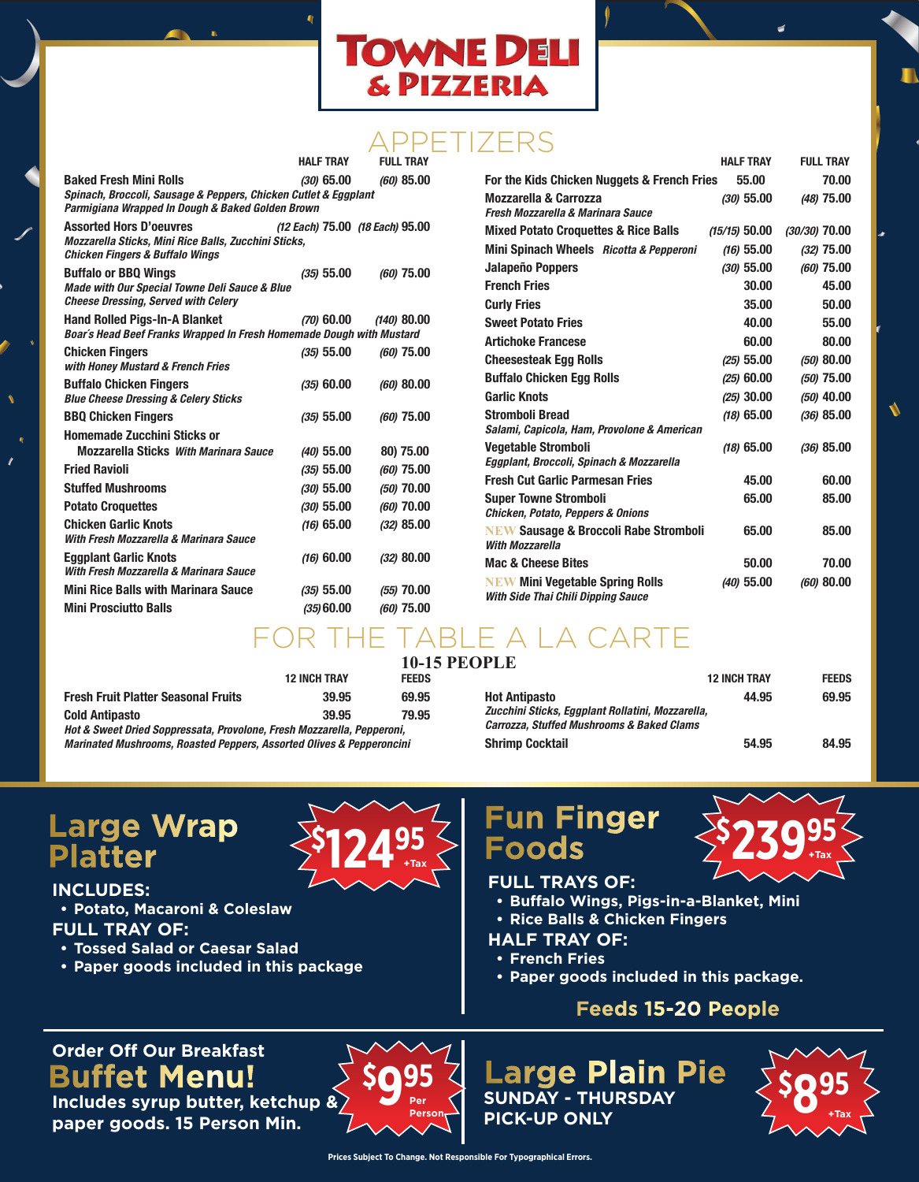# TOWNE DELI & PIZZERIA

## APPETIZERS

| | HALF TRAY | FULL TRAY |
|---|---|---|
| **Baked Fresh Mini Rolls**<br>*Spinach, Broccoli, Sausage & Peppers, Chicken Cutlet & Eggplant Parmigiana Wrapped In Dough & Baked Golden Brown* | *(30)* 65.00 | *(60)* 85.00 |
| **Assorted Hors D'oeuvres**<br>*Mozzarella Sticks, Mini Rice Balls, Zucchini Sticks, Chicken Fingers & Buffalo Wings* | *(12 Each)* 75.00 | *(18 Each)* 95.00 |
| **Buffalo or BBQ Wings**<br>*Made with Our Special Towne Deli Sauce & Blue Cheese Dressing, Served with Celery* | *(35)* 55.00 | *(60)* 75.00 |
| **Hand Rolled Pigs-In-A Blanket**<br>*Boar's Head Beef Franks Wrapped In Fresh Homemade Dough with Mustard* | *(70)* 60.00 | *(140)* 80.00 |
| **Chicken Fingers**<br>*with Honey Mustard & French Fries* | *(35)* 55.00 | *(60)* 75.00 |
| **Buffalo Chicken Fingers**<br>*Blue Cheese Dressing & Celery Sticks* | *(35)* 60.00 | *(60)* 80.00 |
| **BBQ Chicken Fingers** | *(35)* 55.00 | *(60)* 75.00 |
| **Homemade Zucchini Sticks or Mozzarella Sticks** *With Marinara Sauce* | *(40)* 55.00 | 80) 75.00 |
| **Fried Ravioli** | *(35)* 55.00 | *(60)* 75.00 |
| **Stuffed Mushrooms** | *(30)* 55.00 | *(50)* 70.00 |
| **Potato Croquettes** | *(30)* 55.00 | *(60)* 70.00 |
| **Chicken Garlic Knots**<br>*With Fresh Mozzarella & Marinara Sauce* | *(16)* 65.00 | *(32)* 85.00 |
| **Eggplant Garlic Knots**<br>*With Fresh Mozzarella & Marinara Sauce* | *(16)* 60.00 | *(32)* 80.00 |
| **Mini Rice Balls with Marinara Sauce** | *(35)* 55.00 | *(55)* 70.00 |
| **Mini Prosciutto Balls** | *(35)* 60.00 | *(60)* 75.00 |

| | HALF TRAY | FULL TRAY |
|---|---|---|
| **For the Kids Chicken Nuggets & French Fries** | 55.00 | 70.00 |
| **Mozzarella & Carrozza**<br>*Fresh Mozzarella & Marinara Sauce* | *(30)* 55.00 | *(48)* 75.00 |
| **Mixed Potato Croquettes & Rice Balls** | *(15/15)* 50.00 | *(30/30)* 70.00 |
| **Mini Spinach Wheels** *Ricotta & Pepperoni* | *(16)* 55.00 | *(32)* 75.00 |
| **Jalapeño Poppers** | *(30)* 55.00 | *(60)* 75.00 |
| **French Fries** | 30.00 | 45.00 |
| **Curly Fries** | 35.00 | 50.00 |
| **Sweet Potato Fries** | 40.00 | 55.00 |
| **Artichoke Francese** | 60.00 | 80.00 |
| **Cheesesteak Egg Rolls** | *(25)* 55.00 | *(50)* 80.00 |
| **Buffalo Chicken Egg Rolls** | *(25)* 60.00 | *(50)* 75.00 |
| **Garlic Knots** | *(25)* 30.00 | *(50)* 40.00 |
| **Stromboli Bread**<br>*Salami, Capicola, Ham, Provolone & American* | *(18)* 65.00 | *(36)* 85.00 |
| **Vegetable Stromboli**<br>*Eggplant, Broccoli, Spinach & Mozzarella* | *(18)* 65.00 | *(36)* 85.00 |
| **Fresh Cut Garlic Parmesan Fries** | 45.00 | 60.00 |
| **Super Towne Stromboli**<br>*Chicken, Potato, Peppers & Onions* | 65.00 | 85.00 |
| NEW **Sausage & Broccoli Rabe Stromboli**<br>*With Mozzarella* | 65.00 | 85.00 |
| **Mac & Cheese Bites** | 50.00 | 70.00 |
| NEW **Mini Vegetable Spring Rolls**<br>*With Side Thai Chili Dipping Sauce* | *(40)* 55.00 | *(60)* 80.00 |

## FOR THE TABLE A LA CARTE

**10-15 PEOPLE**

| | 12 INCH TRAY | FEEDS |
|---|---|---|
| **Fresh Fruit Platter Seasonal Fruits** | 39.95 | 69.95 |
| **Cold Antipasto**<br>*Hot & Sweet Dried Soppressata, Provolone, Fresh Mozzarella, Pepperoni, Marinated Mushrooms, Roasted Peppers, Assorted Olives & Pepperoncini* | 39.95 | 79.95 |
| **Hot Antipasto**<br>*Zucchini Sticks, Eggplant Rollatini, Mozzarella, Carrozza, Stuffed Mushrooms & Baked Clams* | 44.95 | 69.95 |
| **Shrimp Cocktail** | 54.95 | 84.95 |

## Large Wrap Platter

**$124.95 +Tax**

**INCLUDES:**
- Potato, Macaroni & Coleslaw

**FULL TRAY OF:**
- Tossed Salad or Caesar Salad
- Paper goods included in this package

## Fun Finger Foods

**$239.95 +Tax**

**FULL TRAYS OF:**
- Buffalo Wings, Pigs-in-a-Blanket, Mini
- Rice Balls & Chicken Fingers

**HALF TRAY OF:**
- French Fries
- Paper goods included in this package.

**Feeds 15-20 People**

**Order Off Our Breakfast**

## Buffet Menu!

**$9.95 Per Person**

**Includes syrup butter, ketchup & paper goods. 15 Person Min.**

## Large Plain Pie

**$8.95 +Tax**

**SUNDAY - THURSDAY**
**PICK-UP ONLY**

Prices Subject To Change. Not Responsible For Typographical Errors.